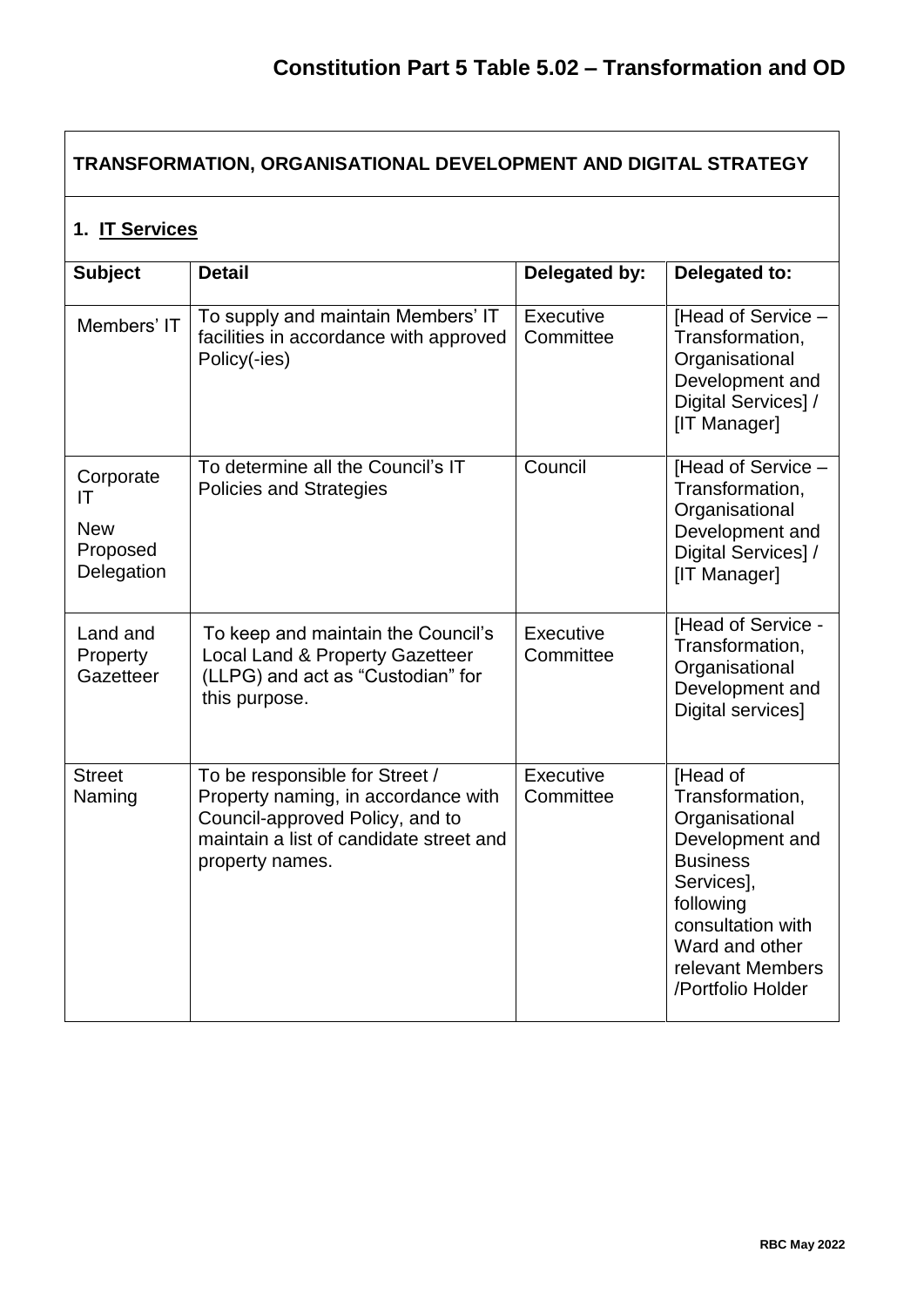# Constitution Part 5 Table 5.02 – Transformation and OD

## TRANSFORMATION, ORGANISATIONAL DEVELOPMENT AND DIGITAL STRATEGY

### 1. IT Services

| Subject | Detail | Delegated by: | Delegated to: |
|---|---|---|---|
| Members' IT | To supply and maintain Members' IT facilities in accordance with approved Policy(-ies) | Executive Committee | [Head of Service – Transformation, Organisational Development and Digital Services] / [IT Manager] |
| Corporate IT<br><br>New Proposed Delegation | To determine all the Council's IT Policies and Strategies | Council | [Head of Service – Transformation, Organisational Development and Digital Services] / [IT Manager] |
| Land and Property Gazetteer | To keep and maintain the Council's Local Land & Property Gazetteer (LLPG) and act as "Custodian" for this purpose. | Executive Committee | [Head of Service - Transformation, Organisational Development and Digital services] |
| Street Naming | To be responsible for Street / Property naming, in accordance with Council-approved Policy, and to maintain a list of candidate street and property names. | Executive Committee | [Head of Transformation, Organisational Development and Business Services], following consultation with Ward and other relevant Members /Portfolio Holder |

RBC May 2022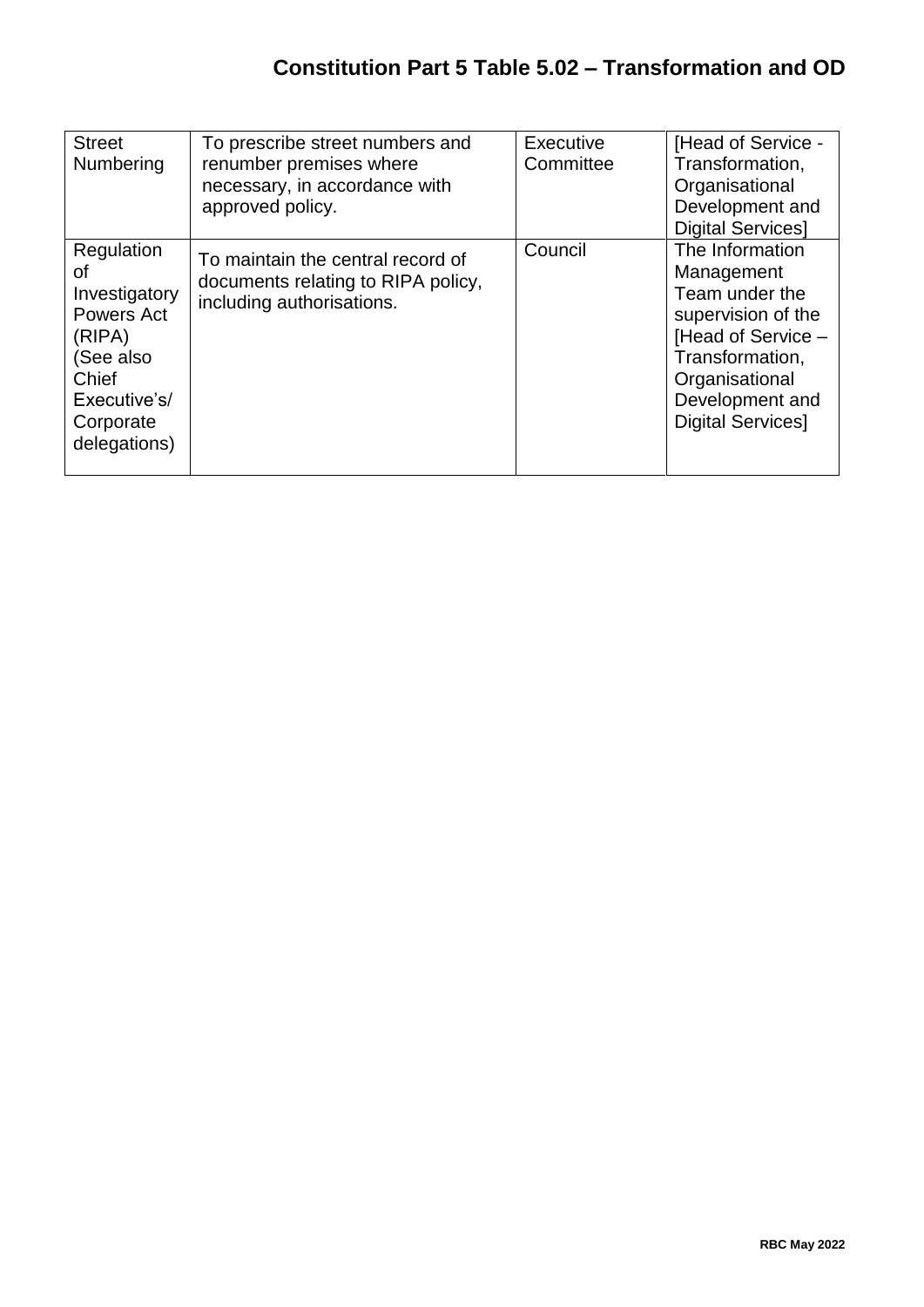## Constitution Part 5 Table 5.02 – Transformation and OD

| | | | |
|---|---|---|---|
| Street Numbering | To prescribe street numbers and renumber premises where necessary, in accordance with approved policy. | Executive Committee | [Head of Service - Transformation, Organisational Development and Digital Services] |
| Regulation of Investigatory Powers Act (RIPA) (See also Chief Executive's/ Corporate delegations) | To maintain the central record of documents relating to RIPA policy, including authorisations. | Council | The Information Management Team under the supervision of the [Head of Service – Transformation, Organisational Development and Digital Services] |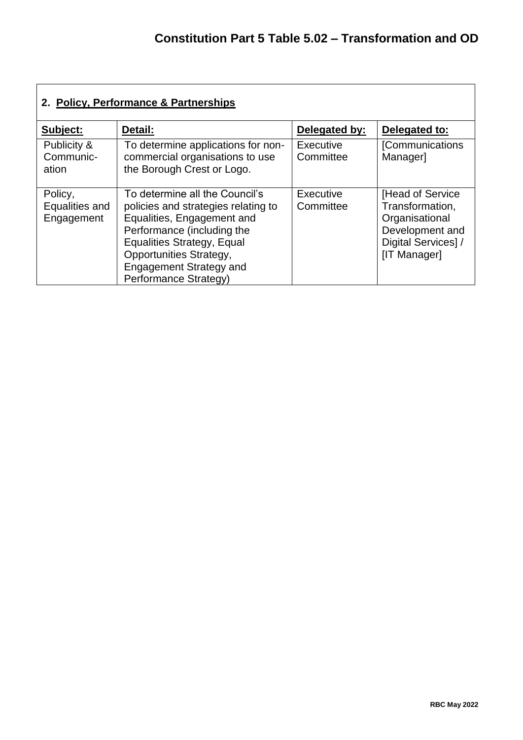# Constitution Part 5 Table 5.02 – Transformation and OD

| **2. Policy, Performance & Partnerships** | | | |
|---|---|---|---|
| **Subject:** | **Detail:** | **Delegated by:** | **Delegated to:** |
| Publicity & Communic-ation | To determine applications for non-commercial organisations to use the Borough Crest or Logo. | Executive Committee | [Communications Manager] |
| Policy, Equalities and Engagement | To determine all the Council's policies and strategies relating to Equalities, Engagement and Performance (including the Equalities Strategy, Equal Opportunities Strategy, Engagement Strategy and Performance Strategy) | Executive Committee | [Head of Service Transformation, Organisational Development and Digital Services] / [IT Manager] |

RBC May 2022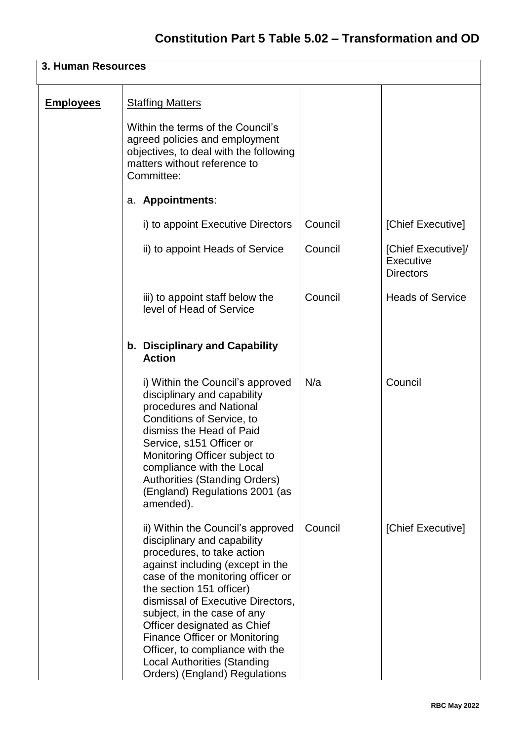# Constitution Part 5 Table 5.02 – Transformation and OD

| 3. Human Resources | | | |
|---|---|---|---|
| **Employees** | Staffing Matters<br><br>Within the terms of the Council's agreed policies and employment objectives, to deal with the following matters without reference to Committee: | | |
| | a. **Appointments**: | | |
| | i) to appoint Executive Directors | Council | [Chief Executive] |
| | ii) to appoint Heads of Service | Council | [Chief Executive]/ Executive Directors |
| | iii) to appoint staff below the level of Head of Service | Council | Heads of Service |
| | **b. Disciplinary and Capability Action** | | |
| | i) Within the Council's approved disciplinary and capability procedures and National Conditions of Service, to dismiss the Head of Paid Service, s151 Officer or Monitoring Officer subject to compliance with the Local Authorities (Standing Orders) (England) Regulations 2001 (as amended). | N/a | Council |
| | ii) Within the Council's approved disciplinary and capability procedures, to take action against including (except in the case of the monitoring officer or the section 151 officer) dismissal of Executive Directors, subject, in the case of any Officer designated as Chief Finance Officer or Monitoring Officer, to compliance with the Local Authorities (Standing Orders) (England) Regulations | Council | [Chief Executive] |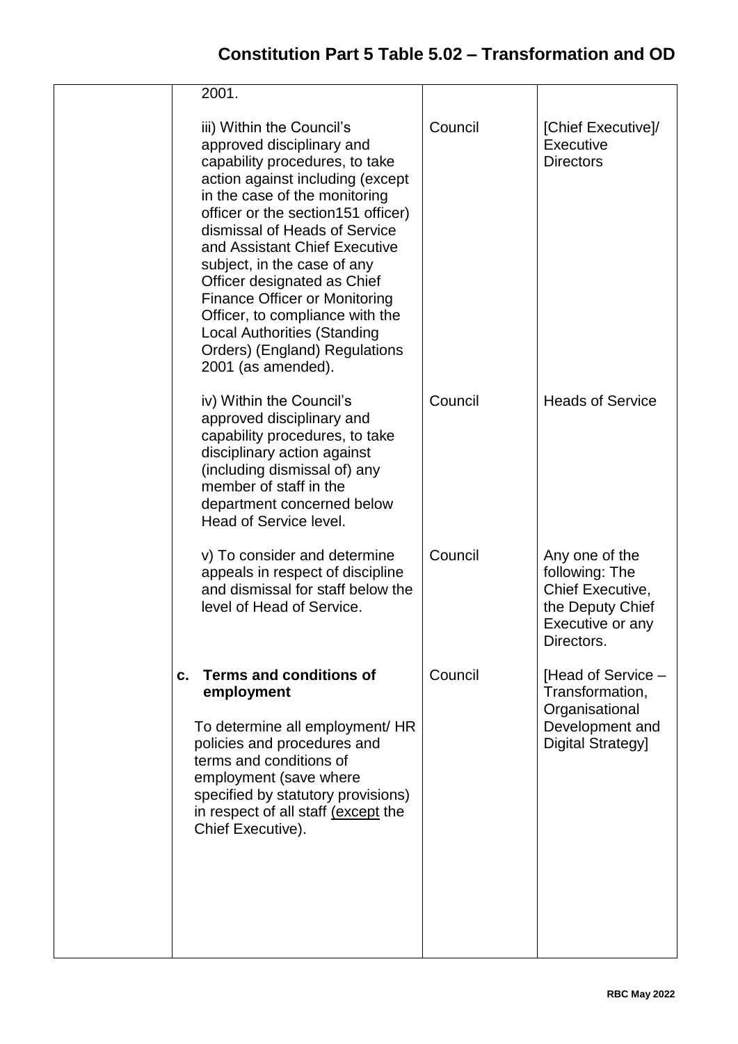| | | | |
|---|---|---|---|
| | 2001.<br><br>iii) Within the Council's approved disciplinary and capability procedures, to take action against including (except in the case of the monitoring officer or the section151 officer) dismissal of Heads of Service and Assistant Chief Executive subject, in the case of any Officer designated as Chief Finance Officer or Monitoring Officer, to compliance with the Local Authorities (Standing Orders) (England) Regulations 2001 (as amended). | Council | [Chief Executive]/ Executive Directors |
| | iv) Within the Council's approved disciplinary and capability procedures, to take disciplinary action against (including dismissal of) any member of staff in the department concerned below Head of Service level. | Council | Heads of Service |
| | v) To consider and determine appeals in respect of discipline and dismissal for staff below the level of Head of Service. | Council | Any one of the following: The Chief Executive, the Deputy Chief Executive or any Directors. |
| | **c. Terms and conditions of employment**<br><br>To determine all employment/ HR policies and procedures and terms and conditions of employment (save where specified by statutory provisions) in respect of all staff (except the Chief Executive). | Council | [Head of Service – Transformation, Organisational Development and Digital Strategy] |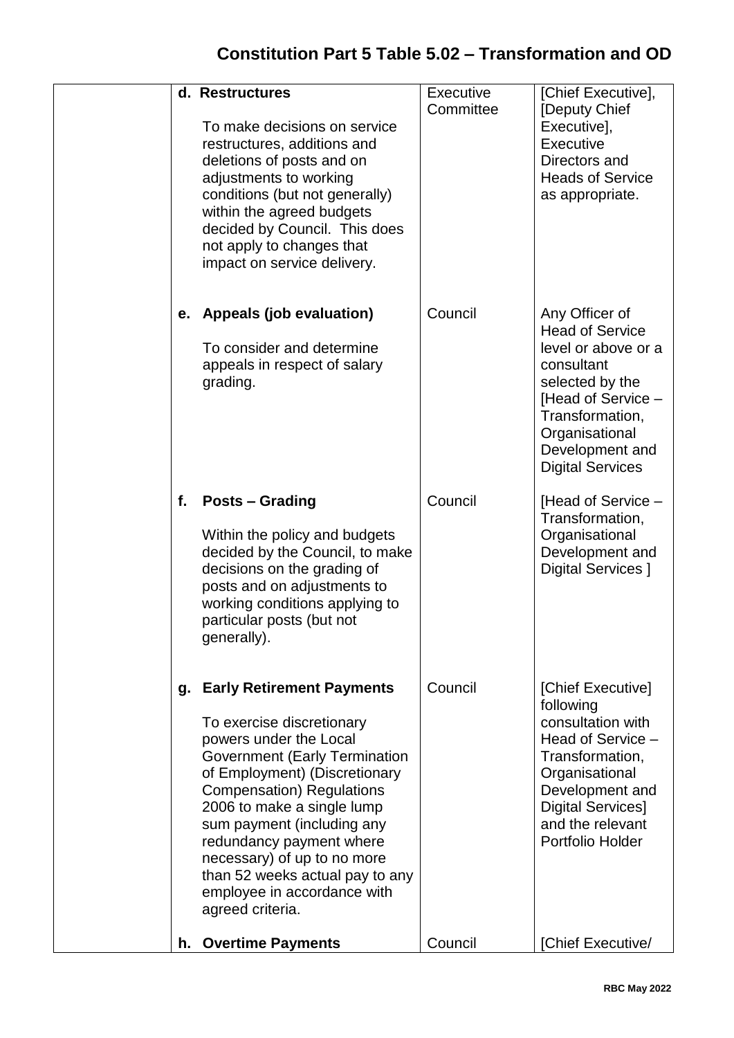| | Function | Decision maker | Delegated to |
|---|---|---|---|
| | **d. Restructures**<br><br>To make decisions on service restructures, additions and deletions of posts and on adjustments to working conditions (but not generally) within the agreed budgets decided by Council. This does not apply to changes that impact on service delivery. | Executive Committee | [Chief Executive], [Deputy Chief Executive], Executive Directors and Heads of Service as appropriate. |
| | **e. Appeals (job evaluation)**<br><br>To consider and determine appeals in respect of salary grading. | Council | Any Officer of Head of Service level or above or a consultant selected by the [Head of Service – Transformation, Organisational Development and Digital Services |
| | **f. Posts – Grading**<br><br>Within the policy and budgets decided by the Council, to make decisions on the grading of posts and on adjustments to working conditions applying to particular posts (but not generally). | Council | [Head of Service – Transformation, Organisational Development and Digital Services ] |
| | **g. Early Retirement Payments**<br><br>To exercise discretionary powers under the Local Government (Early Termination of Employment) (Discretionary Compensation) Regulations 2006 to make a single lump sum payment (including any redundancy payment where necessary) of up to no more than 52 weeks actual pay to any employee in accordance with agreed criteria. | Council | [Chief Executive] following consultation with Head of Service – Transformation, Organisational Development and Digital Services] and the relevant Portfolio Holder |
| | **h. Overtime Payments** | Council | [Chief Executive/ |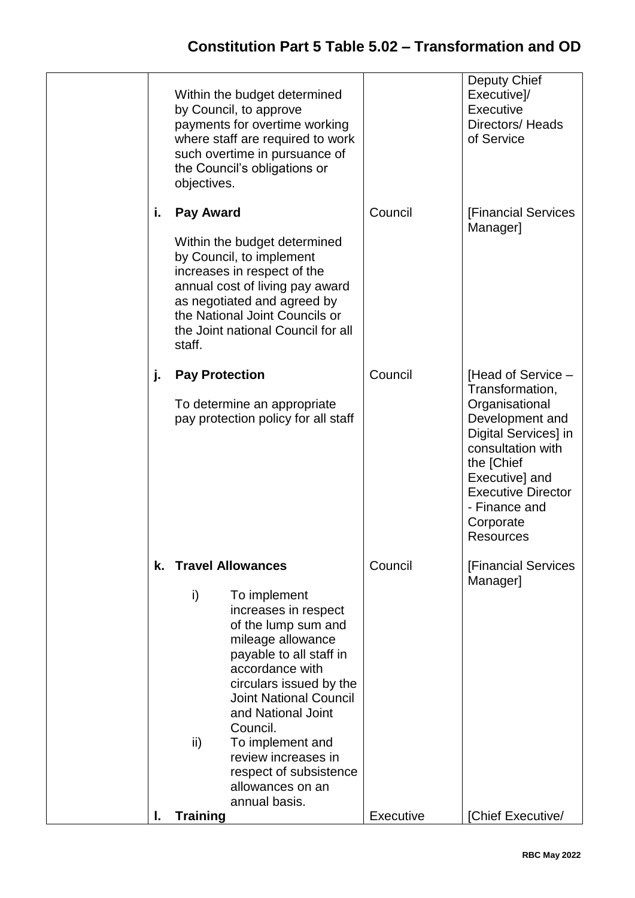# Constitution Part 5 Table 5.02 – Transformation and OD

| | | | |
|---|---|---|---|
| | Within the budget determined by Council, to approve payments for overtime working where staff are required to work such overtime in pursuance of the Council's obligations or objectives. | | Deputy Chief Executive]/ Executive Directors/ Heads of Service |
| | **i. Pay Award**<br><br>Within the budget determined by Council, to implement increases in respect of the annual cost of living pay award as negotiated and agreed by the National Joint Councils or the Joint national Council for all staff. | Council | [Financial Services Manager] |
| | **j. Pay Protection**<br><br>To determine an appropriate pay protection policy for all staff | Council | [Head of Service – Transformation, Organisational Development and Digital Services] in consultation with the [Chief Executive] and Executive Director - Finance and Corporate Resources |
| | **k. Travel Allowances**<br><br>i) To implement increases in respect of the lump sum and mileage allowance payable to all staff in accordance with circulars issued by the Joint National Council and National Joint Council.<br>ii) To implement and review increases in respect of subsistence allowances on an annual basis. | Council | [Financial Services Manager] |
| | **l. Training** | Executive | [Chief Executive/ |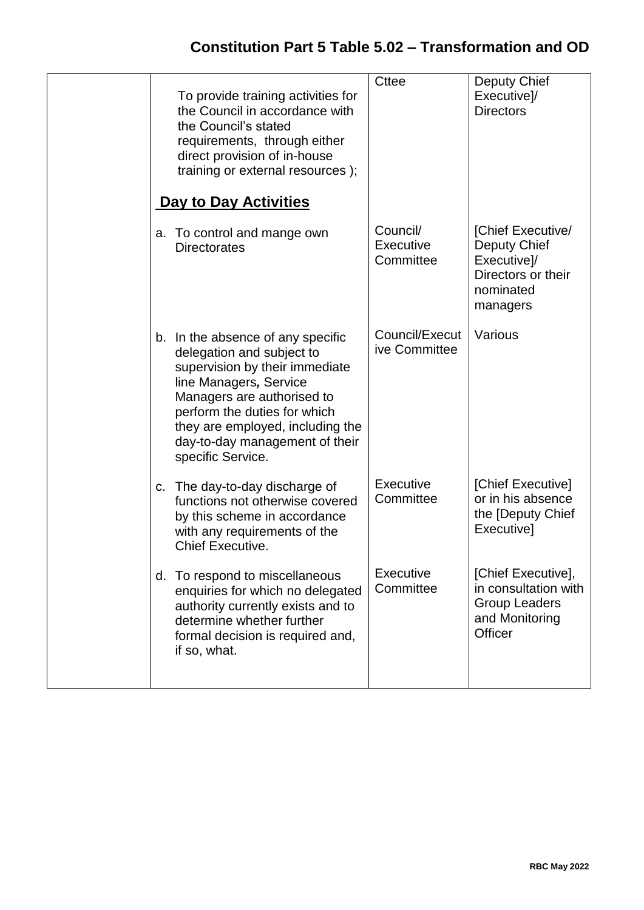# Constitution Part 5 Table 5.02 – Transformation and OD

| | | | |
|---|---|---|---|
| | To provide training activities for the Council in accordance with the Council's stated requirements, through either direct provision of in-house training or external resources ); | Cttee | Deputy Chief Executive]/ Directors |
| | **Day to Day Activities** | | |
| | a. To control and mange own Directorates | Council/ Executive Committee | [Chief Executive/ Deputy Chief Executive]/ Directors or their nominated managers |
| | b. In the absence of any specific delegation and subject to supervision by their immediate line Managers**,** Service Managers are authorised to perform the duties for which they are employed, including the day-to-day management of their specific Service. | Council/Executive Committee | Various |
| | c. The day-to-day discharge of functions not otherwise covered by this scheme in accordance with any requirements of the Chief Executive. | Executive Committee | [Chief Executive] or in his absence the [Deputy Chief Executive] |
| | d. To respond to miscellaneous enquiries for which no delegated authority currently exists and to determine whether further formal decision is required and, if so, what. | Executive Committee | [Chief Executive], in consultation with Group Leaders and Monitoring Officer |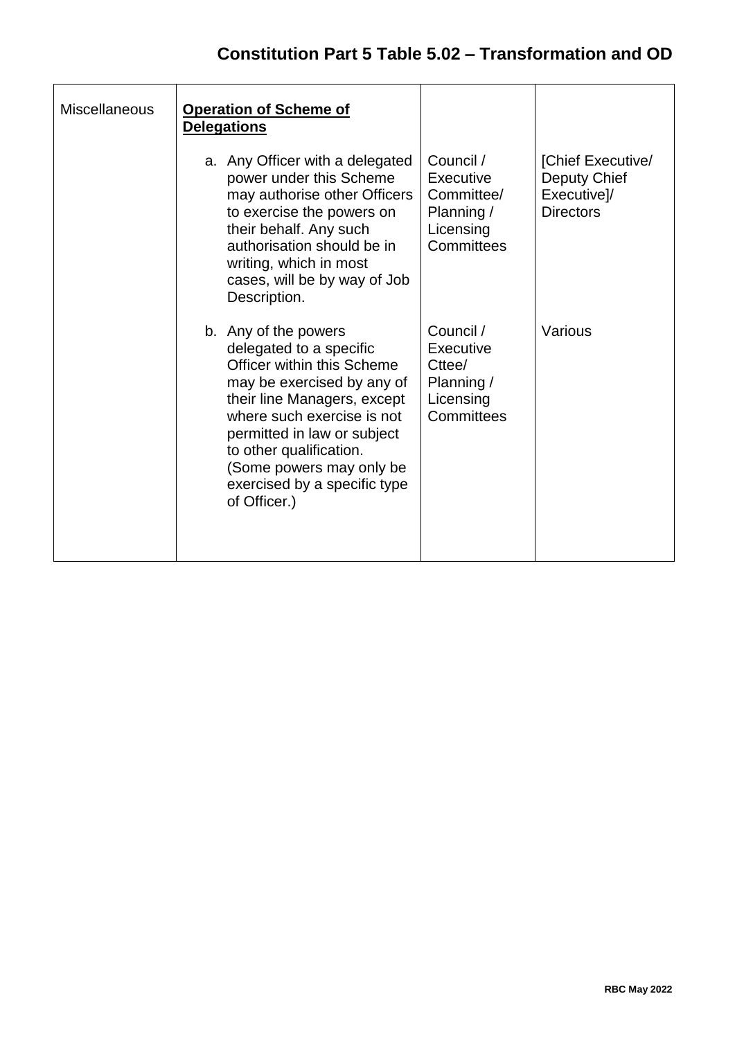# Constitution Part 5 Table 5.02 – Transformation and OD

| | | | |
|---|---|---|---|
| Miscellaneous | **Operation of Scheme of Delegations**<br><br>a. Any Officer with a delegated power under this Scheme may authorise other Officers to exercise the powers on their behalf. Any such authorisation should be in writing, which in most cases, will be by way of Job Description. | Council / Executive Committee/ Planning / Licensing Committees | [Chief Executive/ Deputy Chief Executive]/ Directors |
| | b. Any of the powers delegated to a specific Officer within this Scheme may be exercised by any of their line Managers, except where such exercise is not permitted in law or subject to other qualification. (Some powers may only be exercised by a specific type of Officer.) | Council / Executive Cttee/ Planning / Licensing Committees | Various |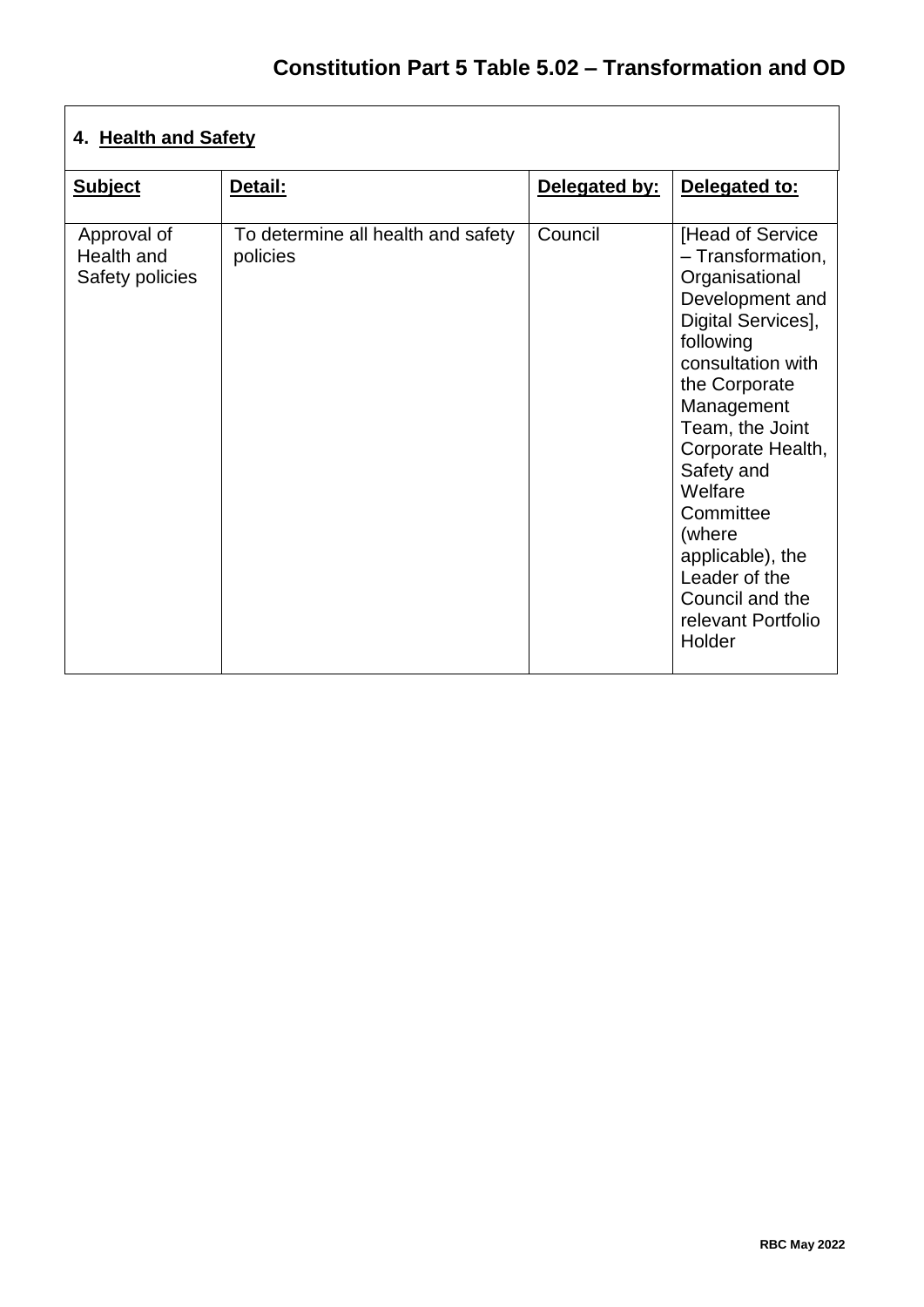# Constitution Part 5 Table 5.02 – Transformation and OD

## 4. Health and Safety

| Subject | Detail: | Delegated by: | Delegated to: |
| --- | --- | --- | --- |
| Approval of Health and Safety policies | To determine all health and safety policies | Council | [Head of Service – Transformation, Organisational Development and Digital Services], following consultation with the Corporate Management Team, the Joint Corporate Health, Safety and Welfare Committee (where applicable), the Leader of the Council and the relevant Portfolio Holder |